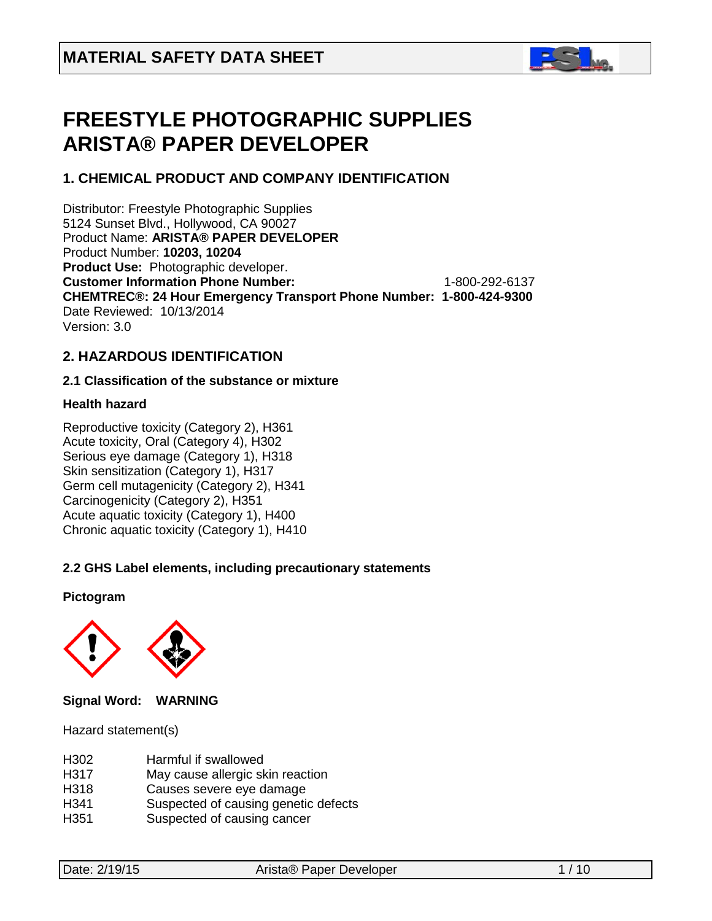# MATERIAL SAFETY DATA SHEET

# FREESTYLE PHOTOGRAPHIC SUPPLIES
# ARISTA® PAPER DEVELOPER

## 1. CHEMICAL PRODUCT AND COMPANY IDENTIFICATION

Distributor: Freestyle Photographic Supplies
5124 Sunset Blvd., Hollywood, CA 90027
Product Name: **ARISTA® PAPER DEVELOPER**
Product Number: **10203, 10204**
**Product Use:** Photographic developer.
**Customer Information Phone Number:** 1-800-292-6137
**CHEMTREC®: 24 Hour Emergency Transport Phone Number: 1-800-424-9300**
Date Reviewed: 10/13/2014
Version: 3.0

## 2. HAZARDOUS IDENTIFICATION

### 2.1 Classification of the substance or mixture

**Health hazard**

Reproductive toxicity (Category 2), H361
Acute toxicity, Oral (Category 4), H302
Serious eye damage (Category 1), H318
Skin sensitization (Category 1), H317
Germ cell mutagenicity (Category 2), H341
Carcinogenicity (Category 2), H351
Acute aquatic toxicity (Category 1), H400
Chronic aquatic toxicity (Category 1), H410

### 2.2 GHS Label elements, including precautionary statements

**Pictogram**

**Signal Word: WARNING**

Hazard statement(s)

| | |
|---|---|
| H302 | Harmful if swallowed |
| H317 | May cause allergic skin reaction |
| H318 | Causes severe eye damage |
| H341 | Suspected of causing genetic defects |
| H351 | Suspected of causing cancer |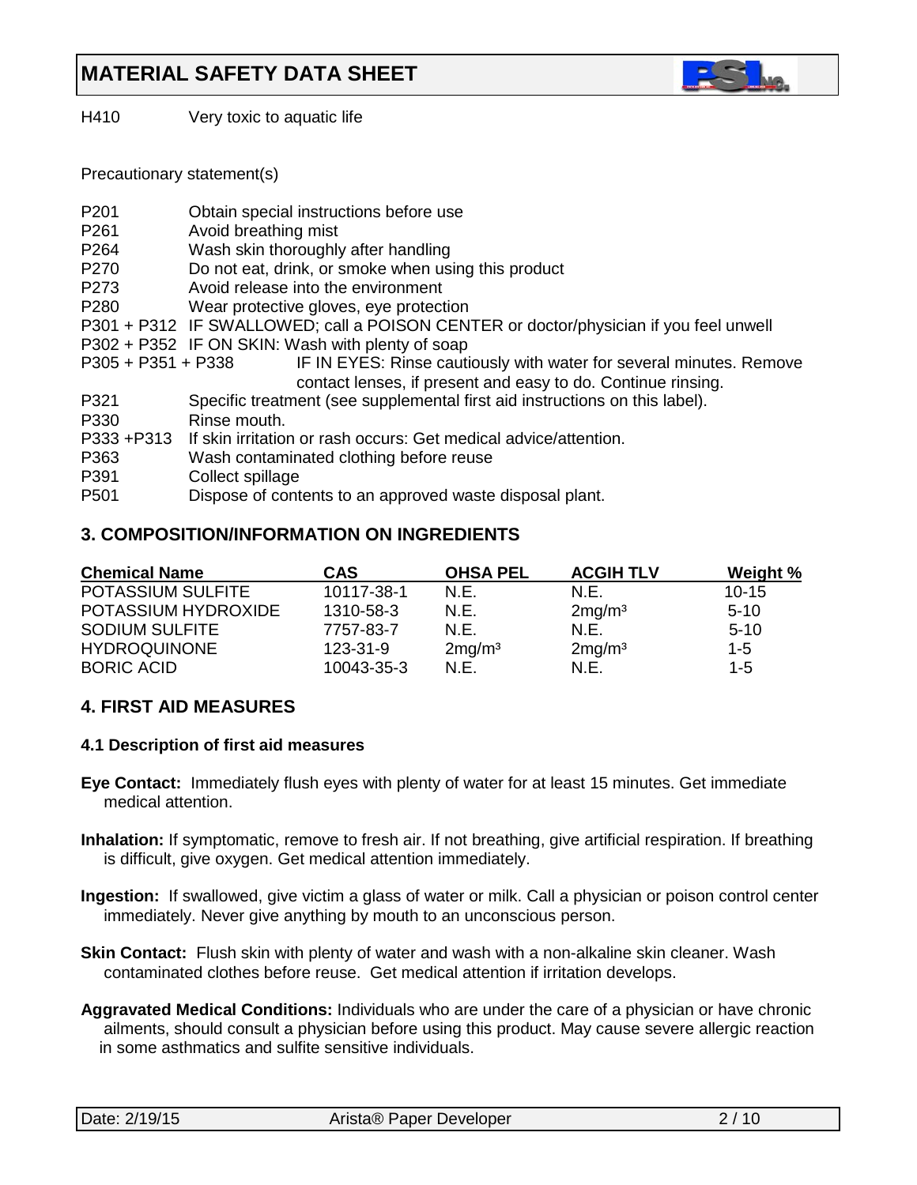H410 Very toxic to aquatic life

Precautionary statement(s)

P201 Obtain special instructions before use
P261 Avoid breathing mist
P264 Wash skin thoroughly after handling
P270 Do not eat, drink, or smoke when using this product
P273 Avoid release into the environment
P280 Wear protective gloves, eye protection
P301 + P312 IF SWALLOWED; call a POISON CENTER or doctor/physician if you feel unwell
P302 + P352 IF ON SKIN: Wash with plenty of soap
P305 + P351 + P338 IF IN EYES: Rinse cautiously with water for several minutes. Remove contact lenses, if present and easy to do. Continue rinsing.
P321 Specific treatment (see supplemental first aid instructions on this label).
P330 Rinse mouth.
P333 +P313 If skin irritation or rash occurs: Get medical advice/attention.
P363 Wash contaminated clothing before reuse
P391 Collect spillage
P501 Dispose of contents to an approved waste disposal plant.

## 3. COMPOSITION/INFORMATION ON INGREDIENTS

| Chemical Name | CAS | OHSA PEL | ACGIH TLV | Weight % |
|---|---|---|---|---|
| POTASSIUM SULFITE | 10117-38-1 | N.E. | N.E. | 10-15 |
| POTASSIUM HYDROXIDE | 1310-58-3 | N.E. | 2mg/m³ | 5-10 |
| SODIUM SULFITE | 7757-83-7 | N.E. | N.E. | 5-10 |
| HYDROQUINONE | 123-31-9 | 2mg/m³ | 2mg/m³ | 1-5 |
| BORIC ACID | 10043-35-3 | N.E. | N.E. | 1-5 |

## 4. FIRST AID MEASURES

### 4.1 Description of first aid measures

**Eye Contact:** Immediately flush eyes with plenty of water for at least 15 minutes. Get immediate medical attention.

**Inhalation:** If symptomatic, remove to fresh air. If not breathing, give artificial respiration. If breathing is difficult, give oxygen. Get medical attention immediately.

**Ingestion:** If swallowed, give victim a glass of water or milk. Call a physician or poison control center immediately. Never give anything by mouth to an unconscious person.

**Skin Contact:** Flush skin with plenty of water and wash with a non-alkaline skin cleaner. Wash contaminated clothes before reuse. Get medical attention if irritation develops.

**Aggravated Medical Conditions:** Individuals who are under the care of a physician or have chronic ailments, should consult a physician before using this product. May cause severe allergic reaction in some asthmatics and sulfite sensitive individuals.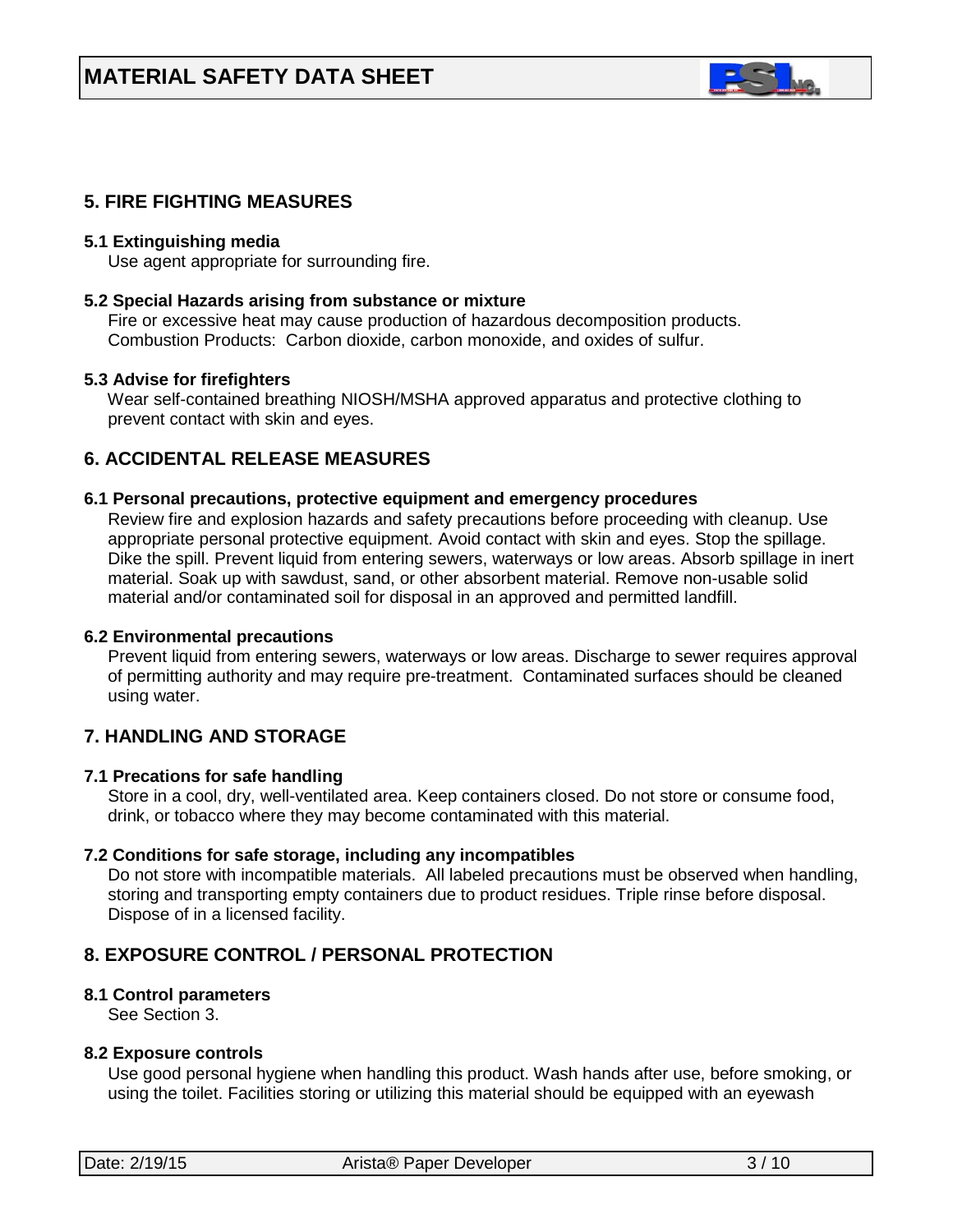## 5. FIRE FIGHTING MEASURES

### 5.1 Extinguishing media

Use agent appropriate for surrounding fire.

### 5.2 Special Hazards arising from substance or mixture

Fire or excessive heat may cause production of hazardous decomposition products.
Combustion Products: Carbon dioxide, carbon monoxide, and oxides of sulfur.

### 5.3 Advise for firefighters

Wear self-contained breathing NIOSH/MSHA approved apparatus and protective clothing to prevent contact with skin and eyes.

## 6. ACCIDENTAL RELEASE MEASURES

### 6.1 Personal precautions, protective equipment and emergency procedures

Review fire and explosion hazards and safety precautions before proceeding with cleanup. Use appropriate personal protective equipment. Avoid contact with skin and eyes. Stop the spillage. Dike the spill. Prevent liquid from entering sewers, waterways or low areas. Absorb spillage in inert material. Soak up with sawdust, sand, or other absorbent material. Remove non-usable solid material and/or contaminated soil for disposal in an approved and permitted landfill.

### 6.2 Environmental precautions

Prevent liquid from entering sewers, waterways or low areas. Discharge to sewer requires approval of permitting authority and may require pre-treatment. Contaminated surfaces should be cleaned using water.

## 7. HANDLING AND STORAGE

### 7.1 Precations for safe handling

Store in a cool, dry, well-ventilated area. Keep containers closed. Do not store or consume food, drink, or tobacco where they may become contaminated with this material.

### 7.2 Conditions for safe storage, including any incompatibles

Do not store with incompatible materials. All labeled precautions must be observed when handling, storing and transporting empty containers due to product residues. Triple rinse before disposal. Dispose of in a licensed facility.

## 8. EXPOSURE CONTROL / PERSONAL PROTECTION

### 8.1 Control parameters

See Section 3.

### 8.2 Exposure controls

Use good personal hygiene when handling this product. Wash hands after use, before smoking, or using the toilet. Facilities storing or utilizing this material should be equipped with an eyewash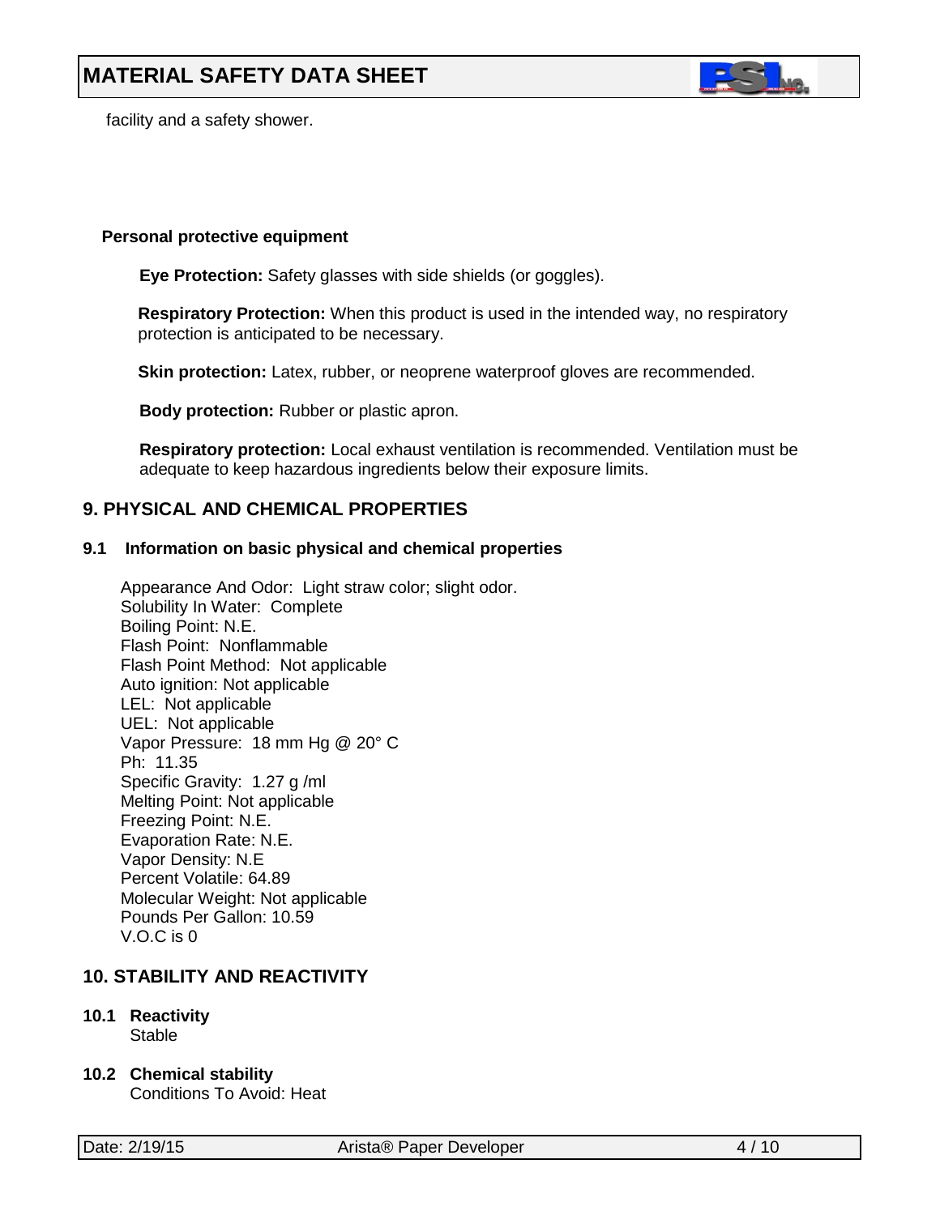facility and a safety shower.

**Personal protective equipment**

**Eye Protection:** Safety glasses with side shields (or goggles).

**Respiratory Protection:** When this product is used in the intended way, no respiratory protection is anticipated to be necessary.

**Skin protection:** Latex, rubber, or neoprene waterproof gloves are recommended.

**Body protection:** Rubber or plastic apron.

**Respiratory protection:** Local exhaust ventilation is recommended. Ventilation must be adequate to keep hazardous ingredients below their exposure limits.

## 9. PHYSICAL AND CHEMICAL PROPERTIES

### 9.1 Information on basic physical and chemical properties

Appearance And Odor: Light straw color; slight odor.
Solubility In Water: Complete
Boiling Point: N.E.
Flash Point: Nonflammable
Flash Point Method: Not applicable
Auto ignition: Not applicable
LEL: Not applicable
UEL: Not applicable
Vapor Pressure: 18 mm Hg @ 20° C
Ph: 11.35
Specific Gravity: 1.27 g /ml
Melting Point: Not applicable
Freezing Point: N.E.
Evaporation Rate: N.E.
Vapor Density: N.E
Percent Volatile: 64.89
Molecular Weight: Not applicable
Pounds Per Gallon: 10.59
V.O.C is 0

## 10. STABILITY AND REACTIVITY

### 10.1 Reactivity

Stable

### 10.2 Chemical stability

Conditions To Avoid: Heat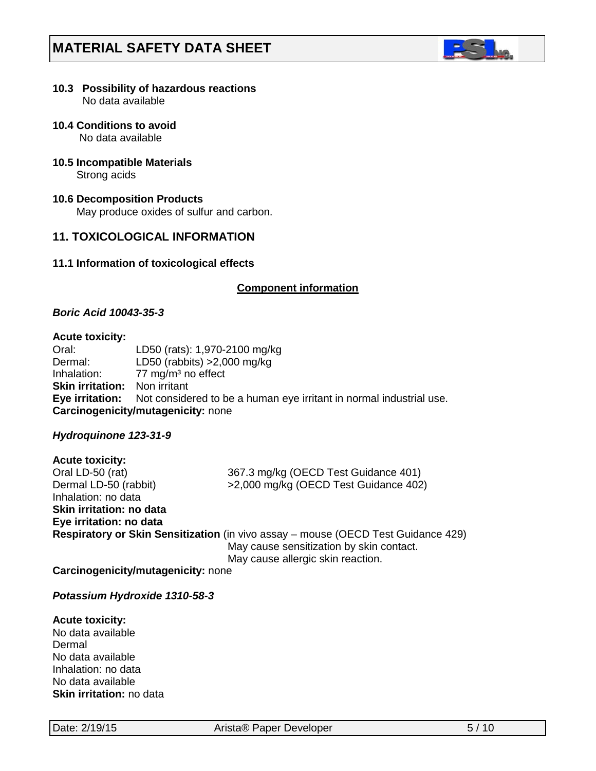**10.3 Possibility of hazardous reactions**
No data available

**10.4 Conditions to avoid**
No data available

**10.5 Incompatible Materials**
Strong acids

**10.6 Decomposition Products**
May produce oxides of sulfur and carbon.

## 11. TOXICOLOGICAL INFORMATION

**11.1 Information of toxicological effects**

**Component information**

***Boric Acid 10043-35-3***

**Acute toxicity:**
Oral: LD50 (rats): 1,970-2100 mg/kg
Dermal: LD50 (rabbits) >2,000 mg/kg
Inhalation: 77 mg/m³ no effect
**Skin irritation:** Non irritant
**Eye irritation:** Not considered to be a human eye irritant in normal industrial use.
**Carcinogenicity/mutagenicity:** none

***Hydroquinone 123-31-9***

**Acute toxicity:**
Oral LD-50 (rat) 367.3 mg/kg (OECD Test Guidance 401)
Dermal LD-50 (rabbit) >2,000 mg/kg (OECD Test Guidance 402)
Inhalation: no data
**Skin irritation: no data**
**Eye irritation: no data**
**Respiratory or Skin Sensitization** (in vivo assay – mouse (OECD Test Guidance 429)
May cause sensitization by skin contact.
May cause allergic skin reaction.
**Carcinogenicity/mutagenicity:** none

***Potassium Hydroxide 1310-58-3***

**Acute toxicity:**
No data available
Dermal
No data available
Inhalation: no data
No data available
**Skin irritation:** no data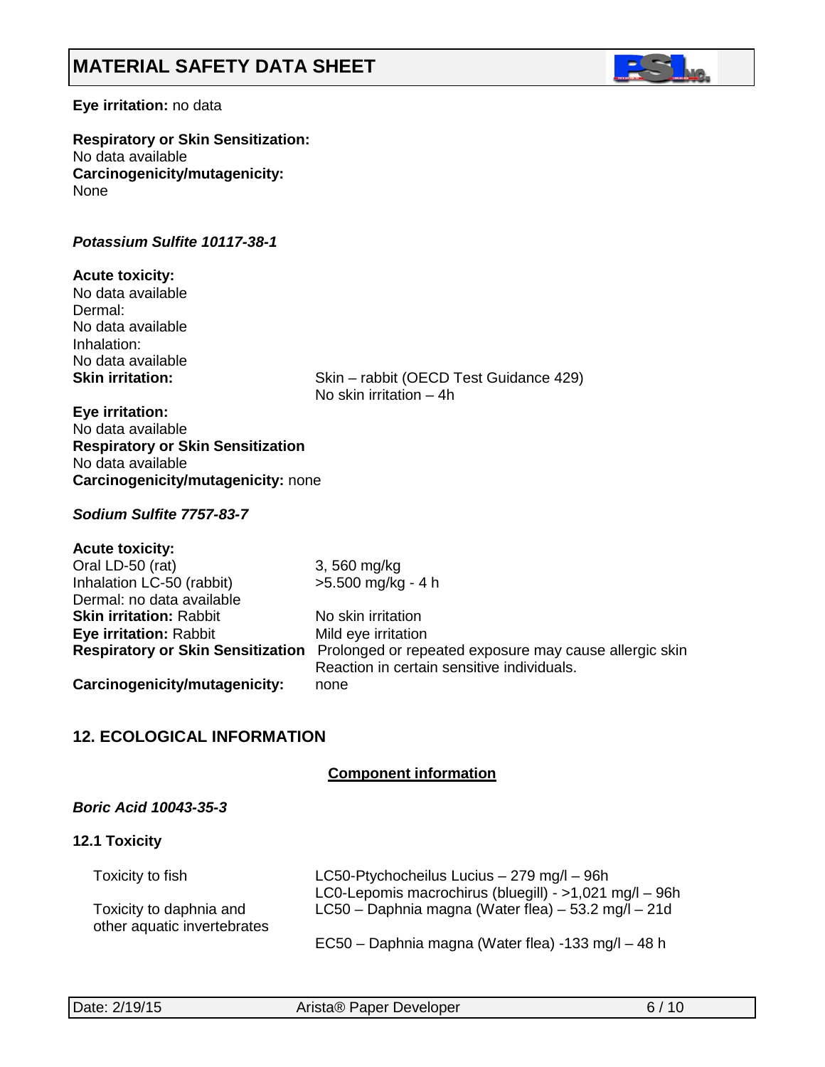**Eye irritation:** no data

**Respiratory or Skin Sensitization:**
No data available
**Carcinogenicity/mutagenicity:**
None

***Potassium Sulfite 10117-38-1***

**Acute toxicity:**
No data available
Dermal:
No data available
Inhalation:
No data available

| | |
|---|---|
| **Skin irritation:** | Skin – rabbit (OECD Test Guidance 429)<br>No skin irritation – 4h |

**Eye irritation:**
No data available
**Respiratory or Skin Sensitization**
No data available
**Carcinogenicity/mutagenicity:** none

***Sodium Sulfite 7757-83-7***

**Acute toxicity:**

| | |
|---|---|
| Oral LD-50 (rat) | 3, 560 mg/kg |
| Inhalation LC-50 (rabbit) | >5.500 mg/kg - 4 h |
| Dermal: no data available | |
| **Skin irritation:** Rabbit | No skin irritation |
| **Eye irritation:** Rabbit | Mild eye irritation |
| **Respiratory or Skin Sensitization** | Prolonged or repeated exposure may cause allergic skin Reaction in certain sensitive individuals. |
| **Carcinogenicity/mutagenicity:** | none |

## 12. ECOLOGICAL INFORMATION

**Component information**

***Boric Acid 10043-35-3***

**12.1 Toxicity**

| | |
|---|---|
| Toxicity to fish | LC50-Ptychocheilus Lucius – 279 mg/l – 96h<br>LC0-Lepomis macrochirus (bluegill) - >1,021 mg/l – 96h |
| Toxicity to daphnia and other aquatic invertebrates | LC50 – Daphnia magna (Water flea) – 53.2 mg/l – 21d |
| | EC50 – Daphnia magna (Water flea) -133 mg/l – 48 h |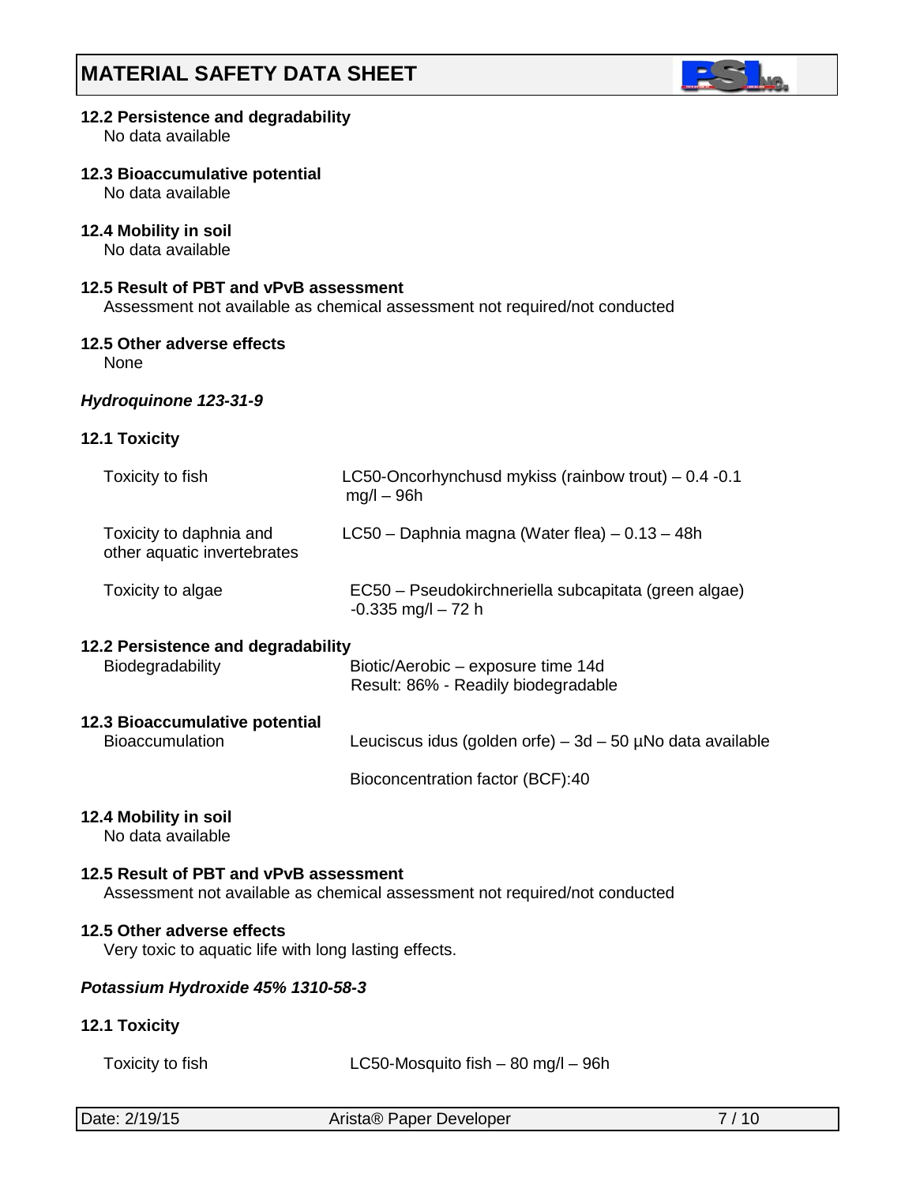**12.2 Persistence and degradability**
No data available

**12.3 Bioaccumulative potential**
No data available

**12.4 Mobility in soil**
No data available

**12.5 Result of PBT and vPvB assessment**
Assessment not available as chemical assessment not required/not conducted

**12.5 Other adverse effects**
None

***Hydroquinone 123-31-9***

**12.1 Toxicity**

| | |
|---|---|
| Toxicity to fish | LC50-Oncorhynchusd mykiss (rainbow trout) – 0.4 -0.1 mg/l – 96h |
| Toxicity to daphnia and other aquatic invertebrates | LC50 – Daphnia magna (Water flea) – 0.13 – 48h |
| Toxicity to algae | EC50 – Pseudokirchneriella subcapitata (green algae) -0.335 mg/l – 72 h |

**12.2 Persistence and degradability**

| | |
|---|---|
| Biodegradability | Biotic/Aerobic – exposure time 14d<br>Result: 86% - Readily biodegradable |

**12.3 Bioaccumulative potential**

| | |
|---|---|
| Bioaccumulation | Leuciscus idus (golden orfe) – 3d – 50 µNo data available |
| | Bioconcentration factor (BCF):40 |

**12.4 Mobility in soil**
No data available

**12.5 Result of PBT and vPvB assessment**
Assessment not available as chemical assessment not required/not conducted

**12.5 Other adverse effects**
Very toxic to aquatic life with long lasting effects.

***Potassium Hydroxide 45% 1310-58-3***

**12.1 Toxicity**

| | |
|---|---|
| Toxicity to fish | LC50-Mosquito fish – 80 mg/l – 96h |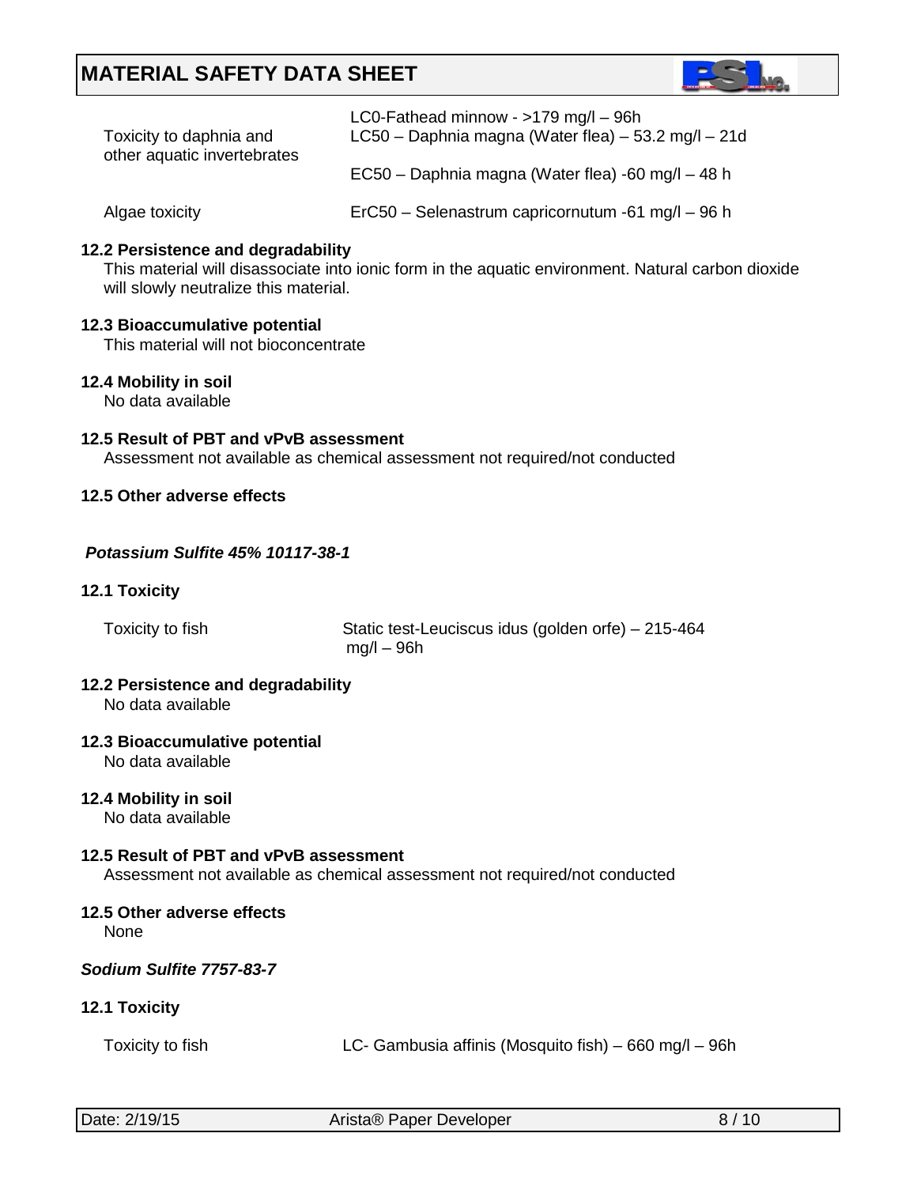| | |
|---|---|
| | LC0-Fathead minnow - >179 mg/l – 96h |
| Toxicity to daphnia and other aquatic invertebrates | LC50 – Daphnia magna (Water flea) – 53.2 mg/l – 21d |
| | EC50 – Daphnia magna (Water flea) -60 mg/l – 48 h |
| Algae toxicity | ErC50 – Selenastrum capricornutum -61 mg/l – 96 h |

**12.2 Persistence and degradability**

This material will disassociate into ionic form in the aquatic environment. Natural carbon dioxide will slowly neutralize this material.

**12.3 Bioaccumulative potential**

This material will not bioconcentrate

**12.4 Mobility in soil**

No data available

**12.5 Result of PBT and vPvB assessment**

Assessment not available as chemical assessment not required/not conducted

**12.5 Other adverse effects**

***Potassium Sulfite 45% 10117-38-1***

**12.1 Toxicity**

| | |
|---|---|
| Toxicity to fish | Static test-Leuciscus idus (golden orfe) – 215-464 mg/l – 96h |

**12.2 Persistence and degradability**

No data available

**12.3 Bioaccumulative potential**

No data available

**12.4 Mobility in soil**

No data available

**12.5 Result of PBT and vPvB assessment**

Assessment not available as chemical assessment not required/not conducted

**12.5 Other adverse effects**

None

***Sodium Sulfite 7757-83-7***

**12.1 Toxicity**

| | |
|---|---|
| Toxicity to fish | LC- Gambusia affinis (Mosquito fish) – 660 mg/l – 96h |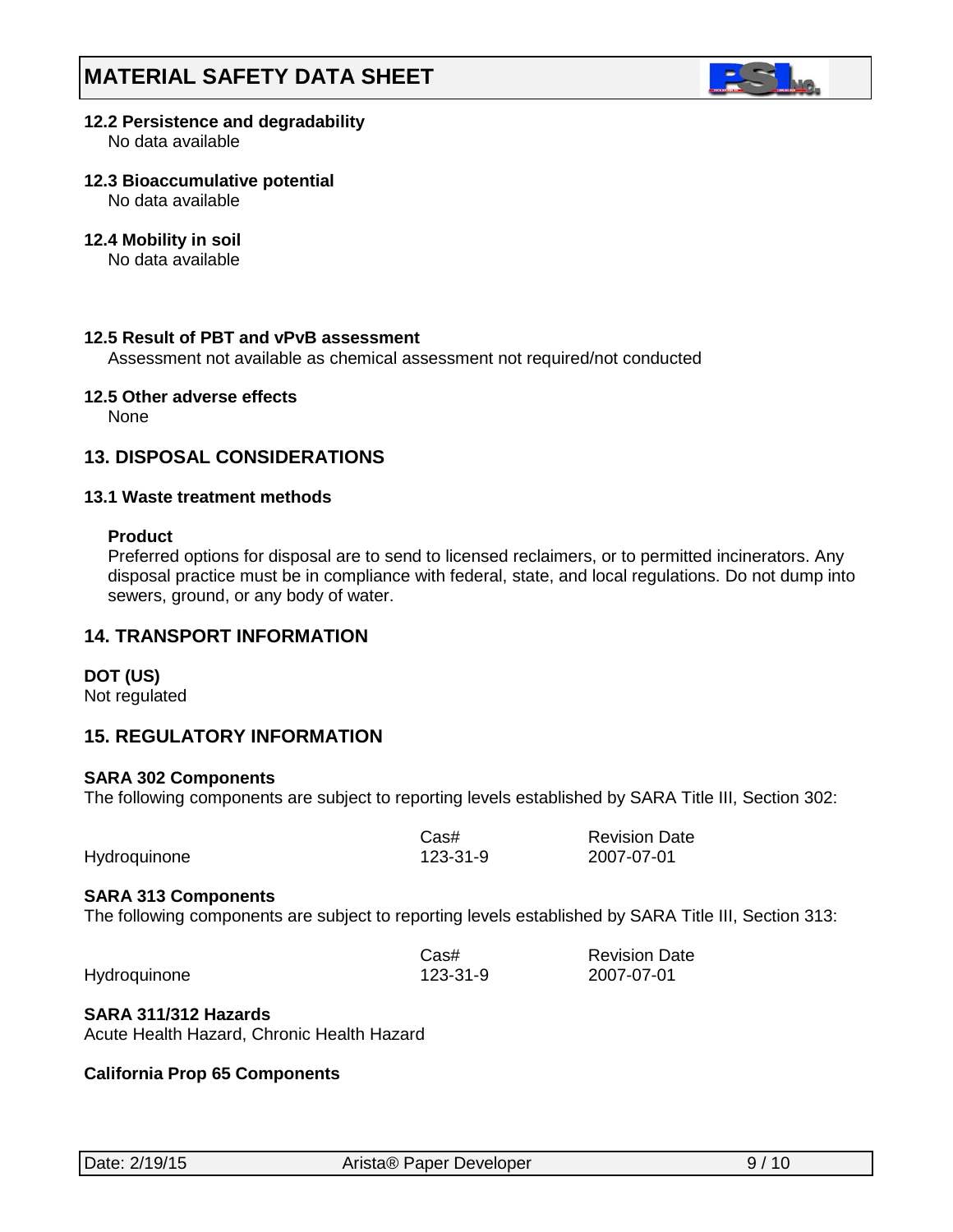**12.2 Persistence and degradability**
No data available

**12.3 Bioaccumulative potential**
No data available

**12.4 Mobility in soil**
No data available

**12.5 Result of PBT and vPvB assessment**
Assessment not available as chemical assessment not required/not conducted

**12.5 Other adverse effects**
None

## 13. DISPOSAL CONSIDERATIONS

### 13.1 Waste treatment methods

**Product**
Preferred options for disposal are to send to licensed reclaimers, or to permitted incinerators. Any disposal practice must be in compliance with federal, state, and local regulations. Do not dump into sewers, ground, or any body of water.

## 14. TRANSPORT INFORMATION

**DOT (US)**
Not regulated

## 15. REGULATORY INFORMATION

**SARA 302 Components**
The following components are subject to reporting levels established by SARA Title III, Section 302:

| | Cas# | Revision Date |
|---|---|---|
| Hydroquinone | 123-31-9 | 2007-07-01 |

**SARA 313 Components**
The following components are subject to reporting levels established by SARA Title III, Section 313:

| | Cas# | Revision Date |
|---|---|---|
| Hydroquinone | 123-31-9 | 2007-07-01 |

**SARA 311/312 Hazards**
Acute Health Hazard, Chronic Health Hazard

**California Prop 65 Components**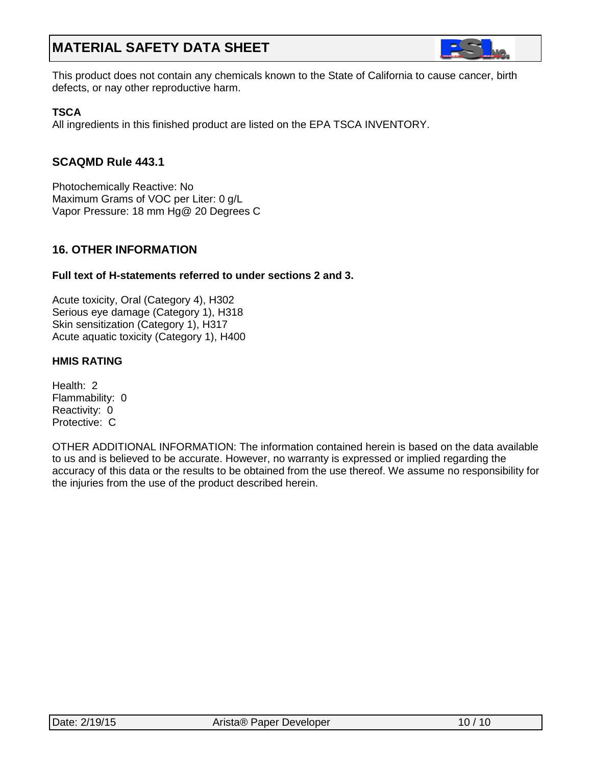This product does not contain any chemicals known to the State of California to cause cancer, birth defects, or nay other reproductive harm.

**TSCA**

All ingredients in this finished product are listed on the EPA TSCA INVENTORY.

### SCAQMD Rule 443.1

Photochemically Reactive: No
Maximum Grams of VOC per Liter: 0 g/L
Vapor Pressure: 18 mm Hg@ 20 Degrees C

## 16. OTHER INFORMATION

**Full text of H-statements referred to under sections 2 and 3.**

Acute toxicity, Oral (Category 4), H302
Serious eye damage (Category 1), H318
Skin sensitization (Category 1), H317
Acute aquatic toxicity (Category 1), H400

**HMIS RATING**

Health: 2
Flammability: 0
Reactivity: 0
Protective: C

OTHER ADDITIONAL INFORMATION: The information contained herein is based on the data available to us and is believed to be accurate. However, no warranty is expressed or implied regarding the accuracy of this data or the results to be obtained from the use thereof. We assume no responsibility for the injuries from the use of the product described herein.